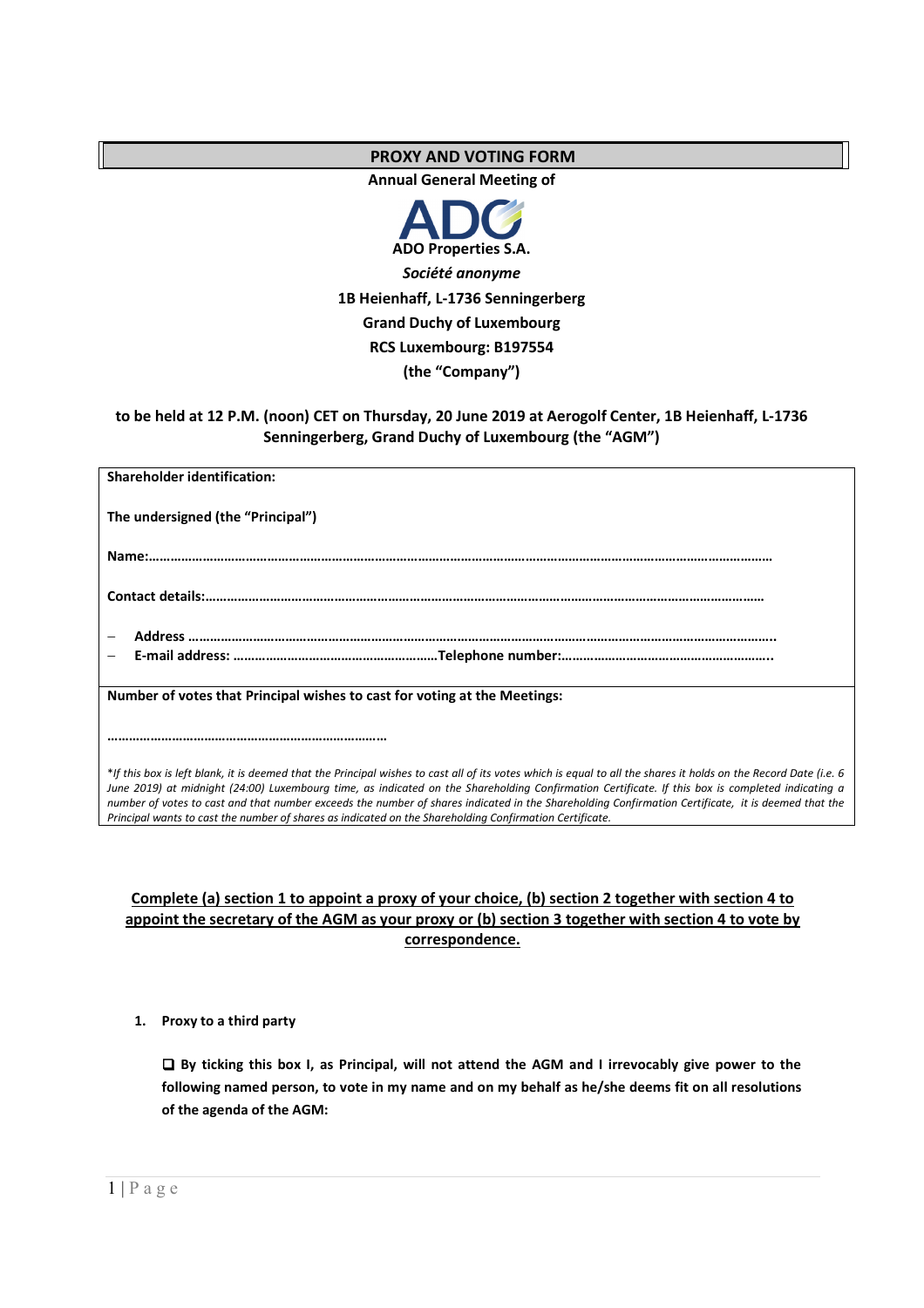# PROXY AND VOTING FORM

**Annual General Meeting of**

**ADO Properties S.A.**

***Société anonyme***

**1B Heienhaff, L-1736 Senningerberg**

**Grand Duchy of Luxembourg**

**RCS Luxembourg: B197554**

**(the "Company")**

**to be held at 12 P.M. (noon) CET on Thursday, 20 June 2019 at Aerogolf Center, 1B Heienhaff, L-1736 Senningerberg, Grand Duchy of Luxembourg (the "AGM")**

**Shareholder identification:**

**The undersigned (the "Principal")**

**Name:………………………………………………………………………………………………………………………………………………………**

**Contact details:………………………………………………………………………………………………………………………………………**

- **Address ……………………………………………………………………………………………………………………………………………..**
- **E-mail address: …………………………………………………Telephone number:…………………………………………………..**

**Number of votes that Principal wishes to cast for voting at the Meetings:**

**…………………………………………………………………**

*\*If this box is left blank, it is deemed that the Principal wishes to cast all of its votes which is equal to all the shares it holds on the Record Date (i.e. 6 June 2019) at midnight (24:00) Luxembourg time, as indicated on the Shareholding Confirmation Certificate. If this box is completed indicating a number of votes to cast and that number exceeds the number of shares indicated in the Shareholding Confirmation Certificate, it is deemed that the Principal wants to cast the number of shares as indicated on the Shareholding Confirmation Certificate.*

**Complete (a) section 1 to appoint a proxy of your choice, (b) section 2 together with section 4 to appoint the secretary of the AGM as your proxy or (b) section 3 together with section 4 to vote by correspondence.**

**1. Proxy to a third party**

❑ **By ticking this box I, as Principal, will not attend the AGM and I irrevocably give power to the following named person, to vote in my name and on my behalf as he/she deems fit on all resolutions of the agenda of the AGM:**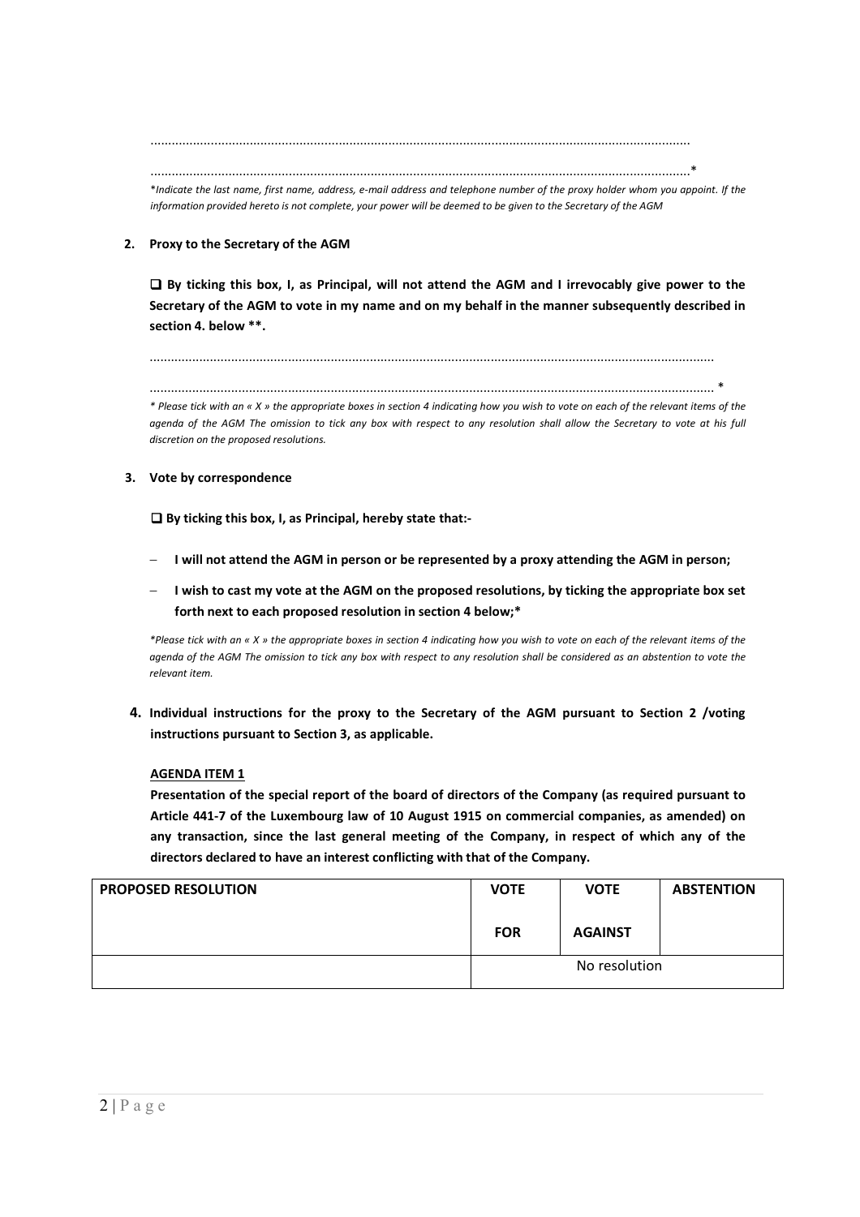.......................................................................................................................................................

.......................................................................................................................................................*

*\*Indicate the last name, first name, address, e-mail address and telephone number of the proxy holder whom you appoint. If the information provided hereto is not complete, your power will be deemed to be given to the Secretary of the AGM*

**2. Proxy to the Secretary of the AGM**

**❑ By ticking this box, I, as Principal, will not attend the AGM and I irrevocably give power to the Secretary of the AGM to vote in my name and on my behalf in the manner subsequently described in section 4. below \*\*.**

.......................................................................................................................................................

....................................................................................................................................................... *

*\* Please tick with an « X » the appropriate boxes in section 4 indicating how you wish to vote on each of the relevant items of the agenda of the AGM The omission to tick any box with respect to any resolution shall allow the Secretary to vote at his full discretion on the proposed resolutions.*

**3. Vote by correspondence**

**❑ By ticking this box, I, as Principal, hereby state that:-**

- **I will not attend the AGM in person or be represented by a proxy attending the AGM in person;**
- **I wish to cast my vote at the AGM on the proposed resolutions, by ticking the appropriate box set forth next to each proposed resolution in section 4 below;\***

*\*Please tick with an « X » the appropriate boxes in section 4 indicating how you wish to vote on each of the relevant items of the agenda of the AGM The omission to tick any box with respect to any resolution shall be considered as an abstention to vote the relevant item.*

**4. Individual instructions for the proxy to the Secretary of the AGM pursuant to Section 2 /voting instructions pursuant to Section 3, as applicable.**

**AGENDA ITEM 1**

**Presentation of the special report of the board of directors of the Company (as required pursuant to Article 441-7 of the Luxembourg law of 10 August 1915 on commercial companies, as amended) on any transaction, since the last general meeting of the Company, in respect of which any of the directors declared to have an interest conflicting with that of the Company.**

| PROPOSED RESOLUTION | VOTE FOR | VOTE AGAINST | ABSTENTION |
|---|---|---|---|
| | | No resolution | |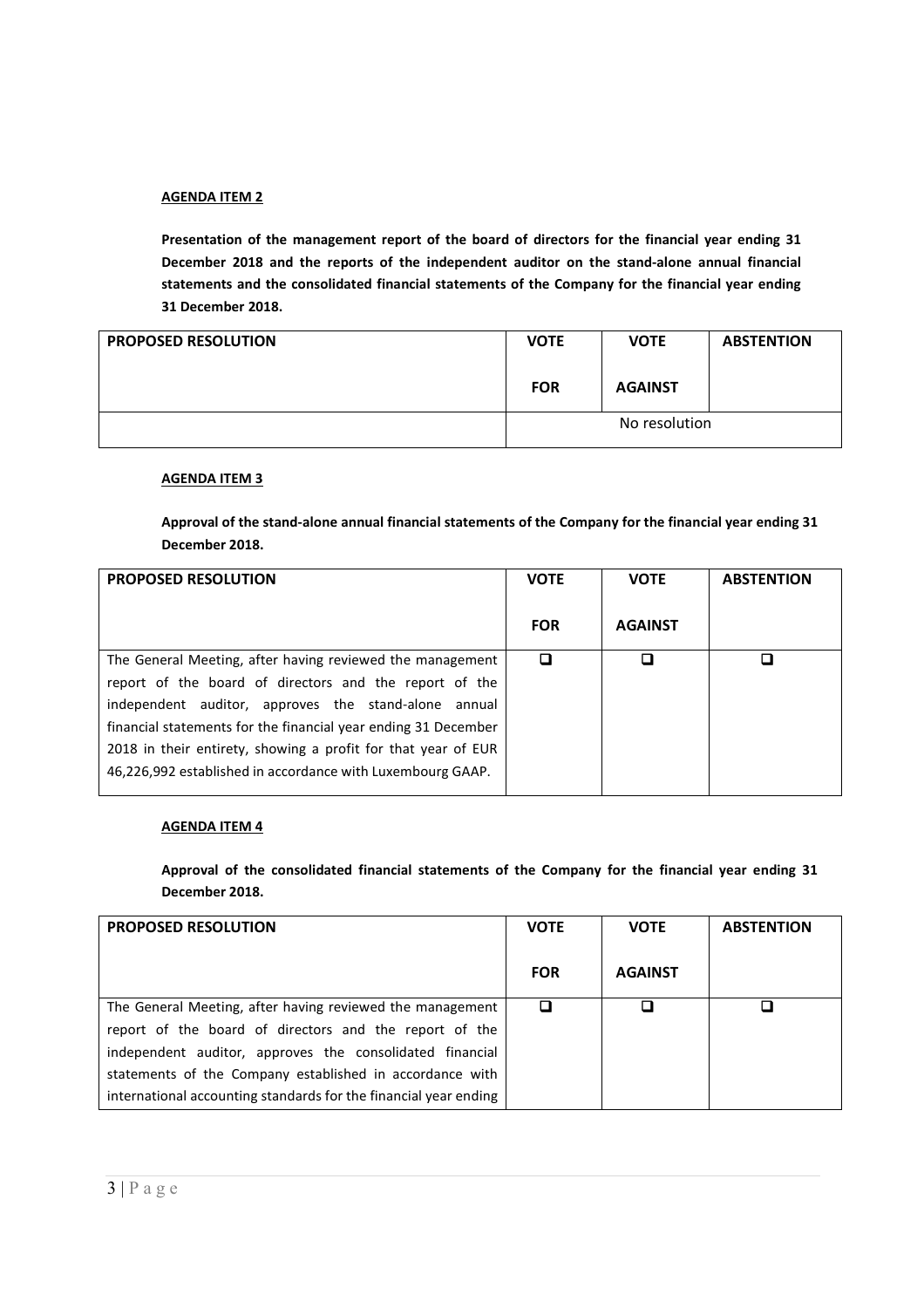**AGENDA ITEM 2**

**Presentation of the management report of the board of directors for the financial year ending 31 December 2018 and the reports of the independent auditor on the stand-alone annual financial statements and the consolidated financial statements of the Company for the financial year ending 31 December 2018.**

| PROPOSED RESOLUTION | VOTE FOR | VOTE AGAINST | ABSTENTION |
|---|---|---|---|
| | No resolution | | |

**AGENDA ITEM 3**

**Approval of the stand-alone annual financial statements of the Company for the financial year ending 31 December 2018.**

| PROPOSED RESOLUTION | VOTE FOR | VOTE AGAINST | ABSTENTION |
|---|---|---|---|
| The General Meeting, after having reviewed the management report of the board of directors and the report of the independent auditor, approves the stand-alone annual financial statements for the financial year ending 31 December 2018 in their entirety, showing a profit for that year of EUR 46,226,992 established in accordance with Luxembourg GAAP. | ❑ | ❑ | ❑ |

**AGENDA ITEM 4**

**Approval of the consolidated financial statements of the Company for the financial year ending 31 December 2018.**

| PROPOSED RESOLUTION | VOTE FOR | VOTE AGAINST | ABSTENTION |
|---|---|---|---|
| The General Meeting, after having reviewed the management report of the board of directors and the report of the independent auditor, approves the consolidated financial statements of the Company established in accordance with international accounting standards for the financial year ending | ❑ | ❑ | ❑ |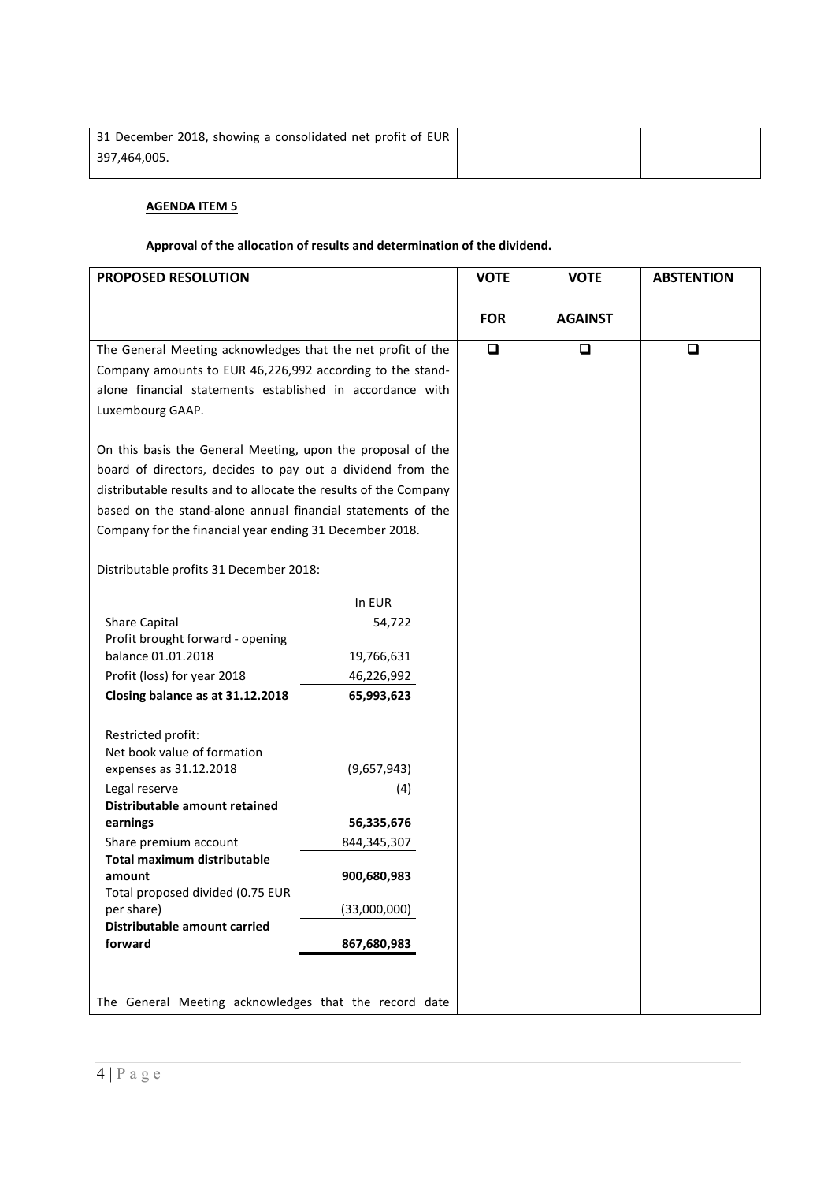| | | | |
|---|---|---|---|
| 31 December 2018, showing a consolidated net profit of EUR 397,464,005. | | | |

**AGENDA ITEM 5**

**Approval of the allocation of results and determination of the dividend.**

| **PROPOSED RESOLUTION** | **VOTE FOR** | **VOTE AGAINST** | **ABSTENTION** |
|---|---|---|---|
| The General Meeting acknowledges that the net profit of the Company amounts to EUR 46,226,992 according to the stand-alone financial statements established in accordance with Luxembourg GAAP.<br><br>On this basis the General Meeting, upon the proposal of the board of directors, decides to pay out a dividend from the distributable results and to allocate the results of the Company based on the stand-alone annual financial statements of the Company for the financial year ending 31 December 2018.<br><br>Distributable profits 31 December 2018: | ❑ | ❑ | ❑ |

| | In EUR |
|---|---|
| Share Capital | 54,722 |
| Profit brought forward - opening balance 01.01.2018 | 19,766,631 |
| Profit (loss) for year 2018 | 46,226,992 |
| **Closing balance as at 31.12.2018** | **65,993,623** |
| Restricted profit: | |
| Net book value of formation expenses as 31.12.2018 | (9,657,943) |
| Legal reserve | (4) |
| **Distributable amount retained earnings** | **56,335,676** |
| Share premium account | 844,345,307 |
| **Total maximum distributable amount** | **900,680,983** |
| Total proposed divided (0.75 EUR per share) | (33,000,000) |
| **Distributable amount carried forward** | **867,680,983** |

The General Meeting acknowledges that the record date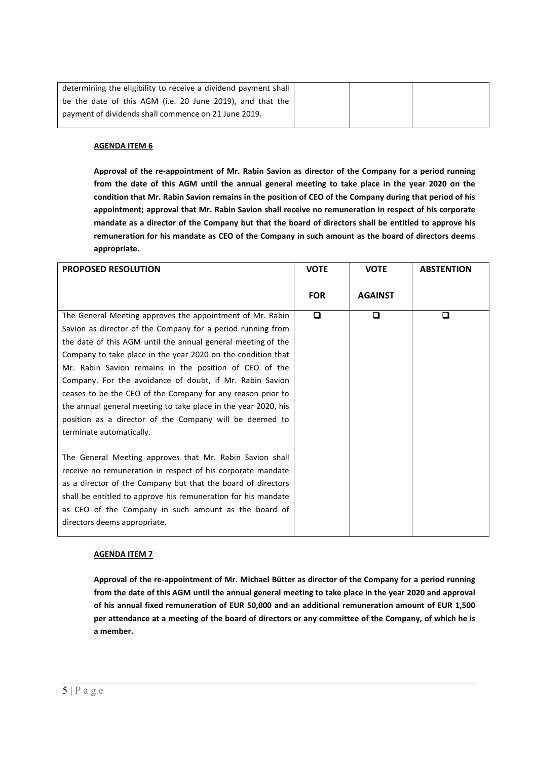| | | | |
|---|---|---|---|
| determining the eligibility to receive a dividend payment shall be the date of this AGM (i.e. 20 June 2019), and that the payment of dividends shall commence on 21 June 2019. | | | |

**AGENDA ITEM 6**

**Approval of the re-appointment of Mr. Rabin Savion as director of the Company for a period running from the date of this AGM until the annual general meeting to take place in the year 2020 on the condition that Mr. Rabin Savion remains in the position of CEO of the Company during that period of his appointment; approval that Mr. Rabin Savion shall receive no remuneration in respect of his corporate mandate as a director of the Company but that the board of directors shall be entitled to approve his remuneration for his mandate as CEO of the Company in such amount as the board of directors deems appropriate.**

| PROPOSED RESOLUTION | VOTE FOR | VOTE AGAINST | ABSTENTION |
|---|---|---|---|
| The General Meeting approves the appointment of Mr. Rabin Savion as director of the Company for a period running from the date of this AGM until the annual general meeting of the Company to take place in the year 2020 on the condition that Mr. Rabin Savion remains in the position of CEO of the Company. For the avoidance of doubt, if Mr. Rabin Savion ceases to be the CEO of the Company for any reason prior to the annual general meeting to take place in the year 2020, his position as a director of the Company will be deemed to terminate automatically.<br><br>The General Meeting approves that Mr. Rabin Savion shall receive no remuneration in respect of his corporate mandate as a director of the Company but that the board of directors shall be entitled to approve his remuneration for his mandate as CEO of the Company in such amount as the board of directors deems appropriate. | ❑ | ❑ | ❑ |

**AGENDA ITEM 7**

**Approval of the re-appointment of Mr. Michael Bütter as director of the Company for a period running from the date of this AGM until the annual general meeting to take place in the year 2020 and approval of his annual fixed remuneration of EUR 50,000 and an additional remuneration amount of EUR 1,500 per attendance at a meeting of the board of directors or any committee of the Company, of which he is a member.**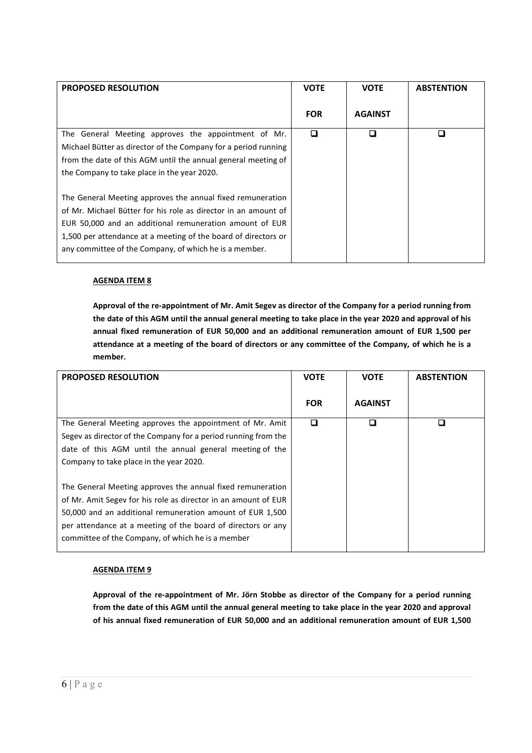| PROPOSED RESOLUTION | VOTE FOR | VOTE AGAINST | ABSTENTION |
|---|---|---|---|
| The General Meeting approves the appointment of Mr. Michael Bütter as director of the Company for a period running from the date of this AGM until the annual general meeting of the Company to take place in the year 2020.<br><br>The General Meeting approves the annual fixed remuneration of Mr. Michael Bütter for his role as director in an amount of EUR 50,000 and an additional remuneration amount of EUR 1,500 per attendance at a meeting of the board of directors or any committee of the Company, of which he is a member. | ❑ | ❑ | ❑ |

**AGENDA ITEM 8**

**Approval of the re-appointment of Mr. Amit Segev as director of the Company for a period running from the date of this AGM until the annual general meeting to take place in the year 2020 and approval of his annual fixed remuneration of EUR 50,000 and an additional remuneration amount of EUR 1,500 per attendance at a meeting of the board of directors or any committee of the Company, of which he is a member.**

| PROPOSED RESOLUTION | VOTE FOR | VOTE AGAINST | ABSTENTION |
|---|---|---|---|
| The General Meeting approves the appointment of Mr. Amit Segev as director of the Company for a period running from the date of this AGM until the annual general meeting of the Company to take place in the year 2020.<br><br>The General Meeting approves the annual fixed remuneration of Mr. Amit Segev for his role as director in an amount of EUR 50,000 and an additional remuneration amount of EUR 1,500 per attendance at a meeting of the board of directors or any committee of the Company, of which he is a member | ❑ | ❑ | ❑ |

**AGENDA ITEM 9**

**Approval of the re-appointment of Mr. Jörn Stobbe as director of the Company for a period running from the date of this AGM until the annual general meeting to take place in the year 2020 and approval of his annual fixed remuneration of EUR 50,000 and an additional remuneration amount of EUR 1,500**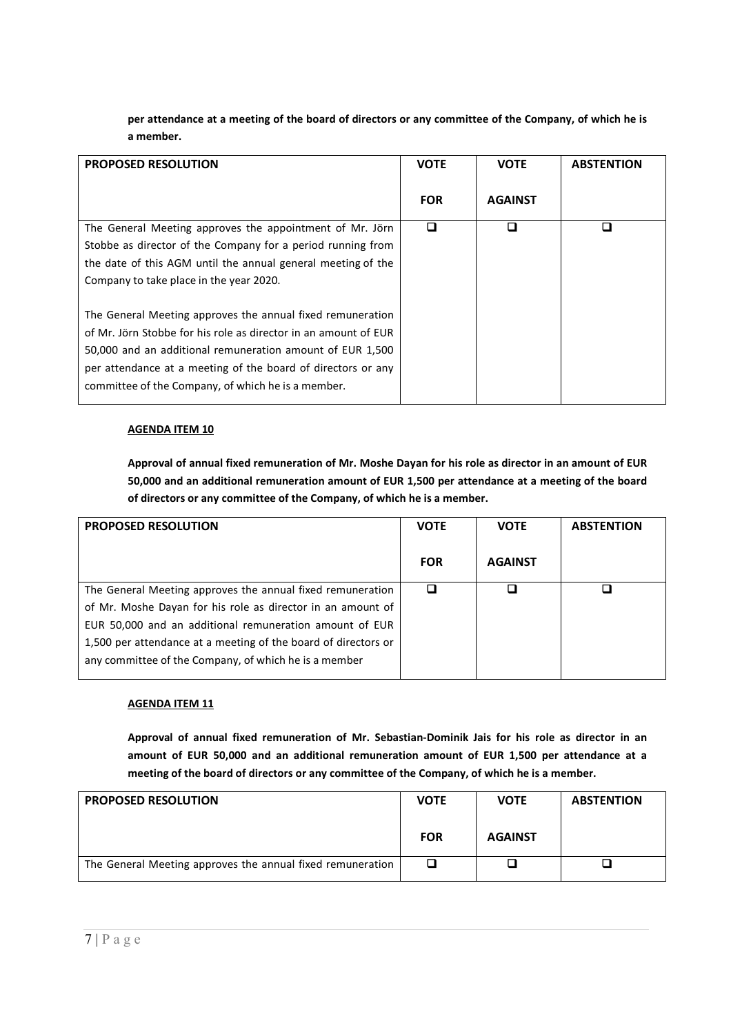**per attendance at a meeting of the board of directors or any committee of the Company, of which he is a member.**

| PROPOSED RESOLUTION | VOTE FOR | VOTE AGAINST | ABSTENTION |
|---|---|---|---|
| The General Meeting approves the appointment of Mr. Jörn Stobbe as director of the Company for a period running from the date of this AGM until the annual general meeting of the Company to take place in the year 2020.<br><br>The General Meeting approves the annual fixed remuneration of Mr. Jörn Stobbe for his role as director in an amount of EUR 50,000 and an additional remuneration amount of EUR 1,500 per attendance at a meeting of the board of directors or any committee of the Company, of which he is a member. | ❑ | ❑ | ❑ |

**AGENDA ITEM 10**

**Approval of annual fixed remuneration of Mr. Moshe Dayan for his role as director in an amount of EUR 50,000 and an additional remuneration amount of EUR 1,500 per attendance at a meeting of the board of directors or any committee of the Company, of which he is a member.**

| PROPOSED RESOLUTION | VOTE FOR | VOTE AGAINST | ABSTENTION |
|---|---|---|---|
| The General Meeting approves the annual fixed remuneration of Mr. Moshe Dayan for his role as director in an amount of EUR 50,000 and an additional remuneration amount of EUR 1,500 per attendance at a meeting of the board of directors or any committee of the Company, of which he is a member | ❑ | ❑ | ❑ |

**AGENDA ITEM 11**

**Approval of annual fixed remuneration of Mr. Sebastian-Dominik Jais for his role as director in an amount of EUR 50,000 and an additional remuneration amount of EUR 1,500 per attendance at a meeting of the board of directors or any committee of the Company, of which he is a member.**

| PROPOSED RESOLUTION | VOTE FOR | VOTE AGAINST | ABSTENTION |
|---|---|---|---|
| The General Meeting approves the annual fixed remuneration | ❑ | ❑ | ❑ |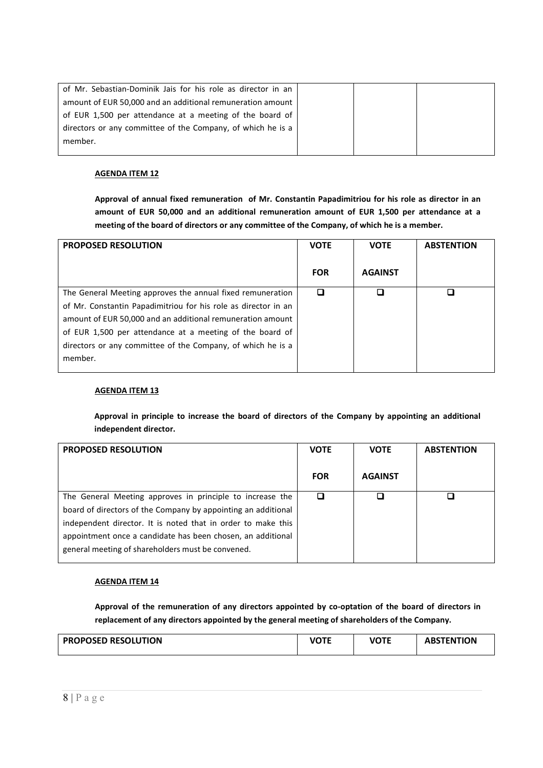| | | | |
|---|---|---|---|
| of Mr. Sebastian-Dominik Jais for his role as director in an amount of EUR 50,000 and an additional remuneration amount of EUR 1,500 per attendance at a meeting of the board of directors or any committee of the Company, of which he is a member. | | | |

**AGENDA ITEM 12**

**Approval of annual fixed remuneration of Mr. Constantin Papadimitriou for his role as director in an amount of EUR 50,000 and an additional remuneration amount of EUR 1,500 per attendance at a meeting of the board of directors or any committee of the Company, of which he is a member.**

| PROPOSED RESOLUTION | VOTE FOR | VOTE AGAINST | ABSTENTION |
|---|---|---|---|
| The General Meeting approves the annual fixed remuneration of Mr. Constantin Papadimitriou for his role as director in an amount of EUR 50,000 and an additional remuneration amount of EUR 1,500 per attendance at a meeting of the board of directors or any committee of the Company, of which he is a member. | ❑ | ❑ | ❑ |

**AGENDA ITEM 13**

**Approval in principle to increase the board of directors of the Company by appointing an additional independent director.**

| PROPOSED RESOLUTION | VOTE FOR | VOTE AGAINST | ABSTENTION |
|---|---|---|---|
| The General Meeting approves in principle to increase the board of directors of the Company by appointing an additional independent director. It is noted that in order to make this appointment once a candidate has been chosen, an additional general meeting of shareholders must be convened. | ❑ | ❑ | ❑ |

**AGENDA ITEM 14**

**Approval of the remuneration of any directors appointed by co-optation of the board of directors in replacement of any directors appointed by the general meeting of shareholders of the Company.**

| PROPOSED RESOLUTION | VOTE | VOTE | ABSTENTION |
|---|---|---|---|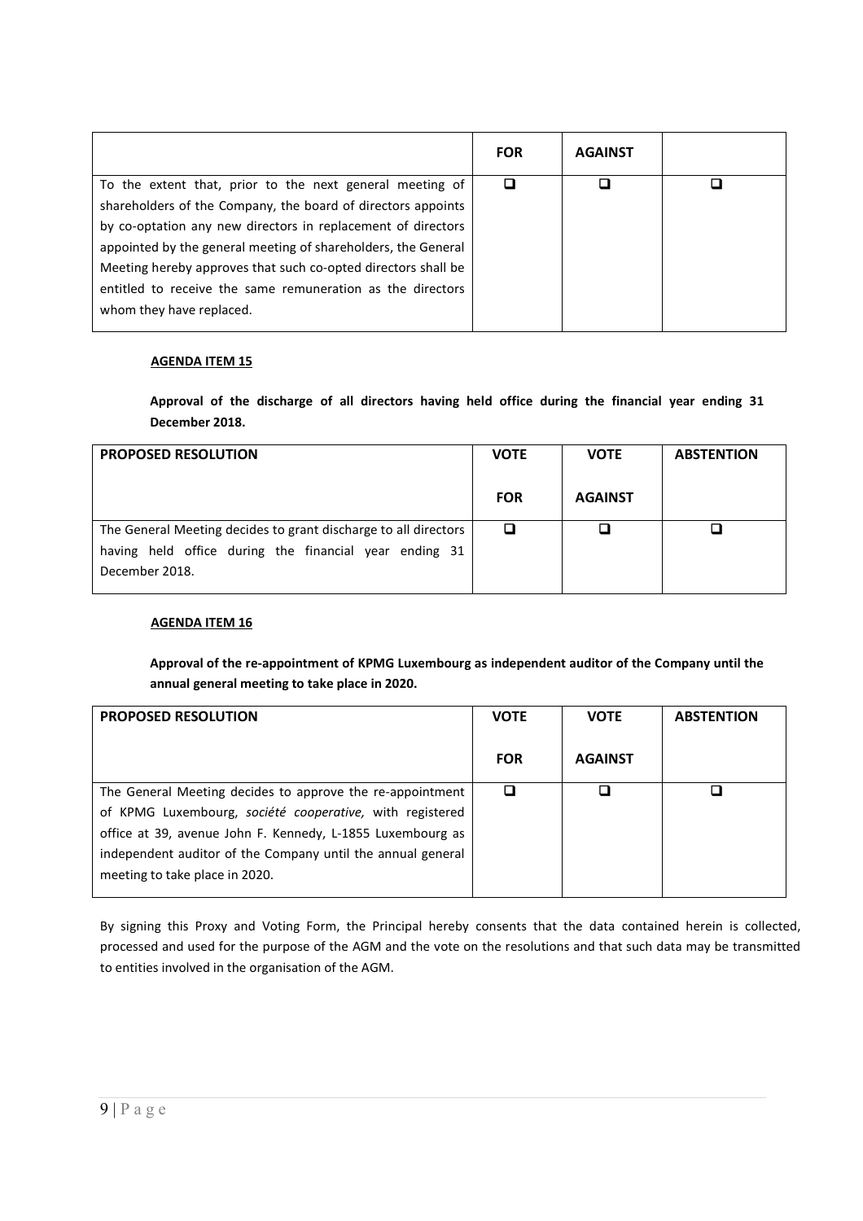| | FOR | AGAINST | |
|---|---|---|---|
| To the extent that, prior to the next general meeting of shareholders of the Company, the board of directors appoints by co-optation any new directors in replacement of directors appointed by the general meeting of shareholders, the General Meeting hereby approves that such co-opted directors shall be entitled to receive the same remuneration as the directors whom they have replaced. | ❑ | ❑ | ❑ |

**AGENDA ITEM 15**

**Approval of the discharge of all directors having held office during the financial year ending 31 December 2018.**

| PROPOSED RESOLUTION | VOTE FOR | VOTE AGAINST | ABSTENTION |
|---|---|---|---|
| The General Meeting decides to grant discharge to all directors having held office during the financial year ending 31 December 2018. | ❑ | ❑ | ❑ |

**AGENDA ITEM 16**

**Approval of the re-appointment of KPMG Luxembourg as independent auditor of the Company until the annual general meeting to take place in 2020.**

| PROPOSED RESOLUTION | VOTE FOR | VOTE AGAINST | ABSTENTION |
|---|---|---|---|
| The General Meeting decides to approve the re-appointment of KPMG Luxembourg, *société cooperative,* with registered office at 39, avenue John F. Kennedy, L-1855 Luxembourg as independent auditor of the Company until the annual general meeting to take place in 2020. | ❑ | ❑ | ❑ |

By signing this Proxy and Voting Form, the Principal hereby consents that the data contained herein is collected, processed and used for the purpose of the AGM and the vote on the resolutions and that such data may be transmitted to entities involved in the organisation of the AGM.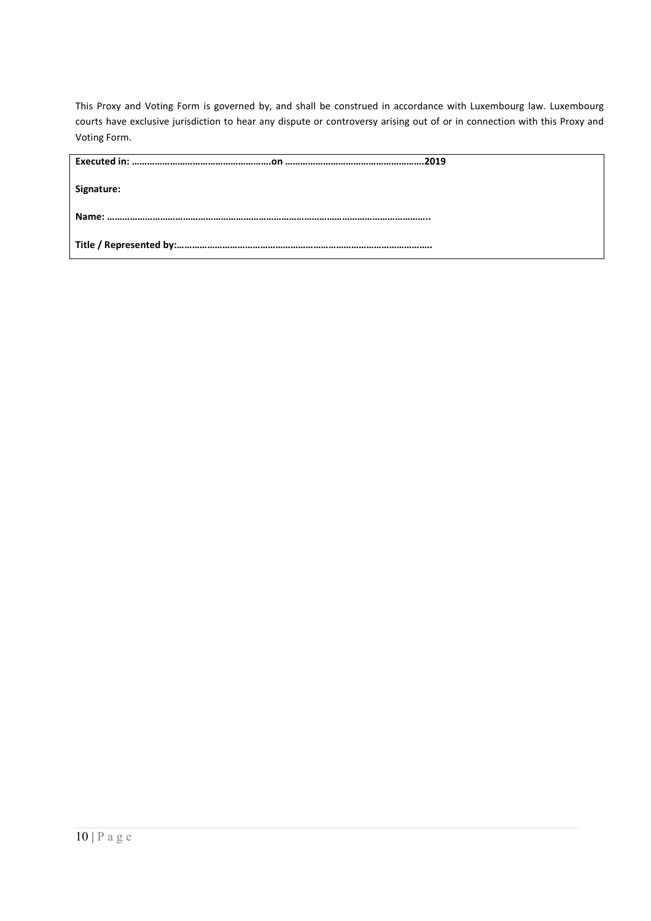This Proxy and Voting Form is governed by, and shall be construed in accordance with Luxembourg law. Luxembourg courts have exclusive jurisdiction to hear any dispute or controversy arising out of or in connection with this Proxy and Voting Form.

**Executed in: ……………………………………………….on ……………………………………………..2019**

**Signature:**

**Name: ……………………………………………………………………………………………………..**

**Title / Represented by:……………………………………………………………………………………..**